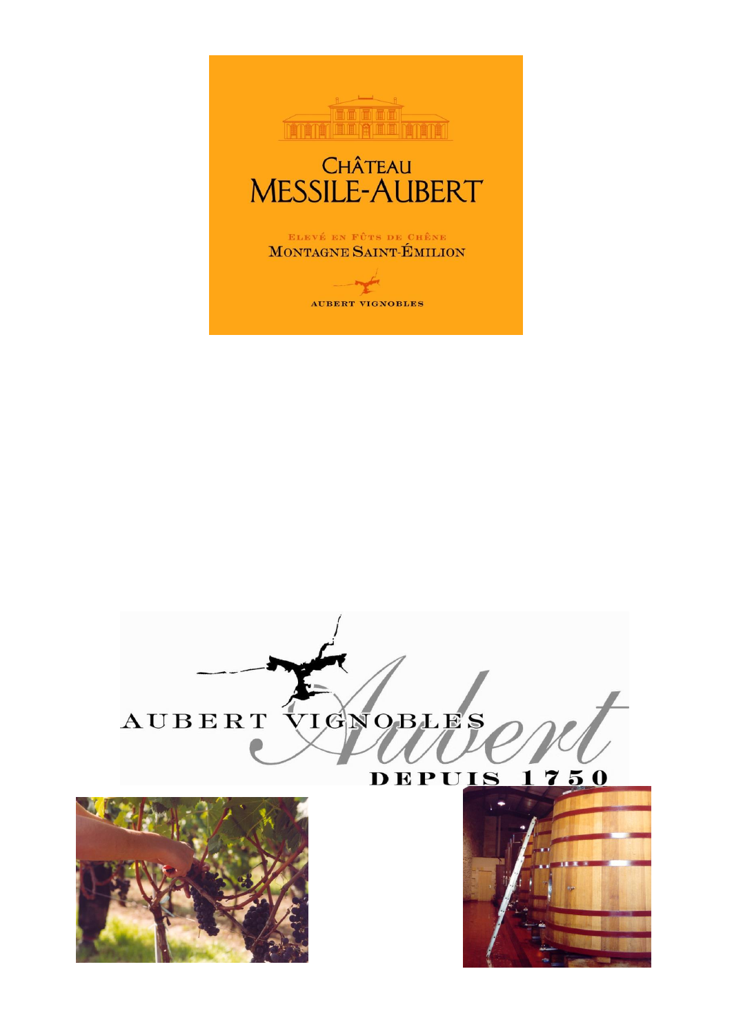# CHÂTEAU MESSILE-AUBERT

ELEVÉ EN FÛTS DE CHÊNE

MONTAGNE SAINT-ÉMILION

AUBERT VIGNOBLES

AUBERT VIGNOBLES Aubert

DEPUIS 1750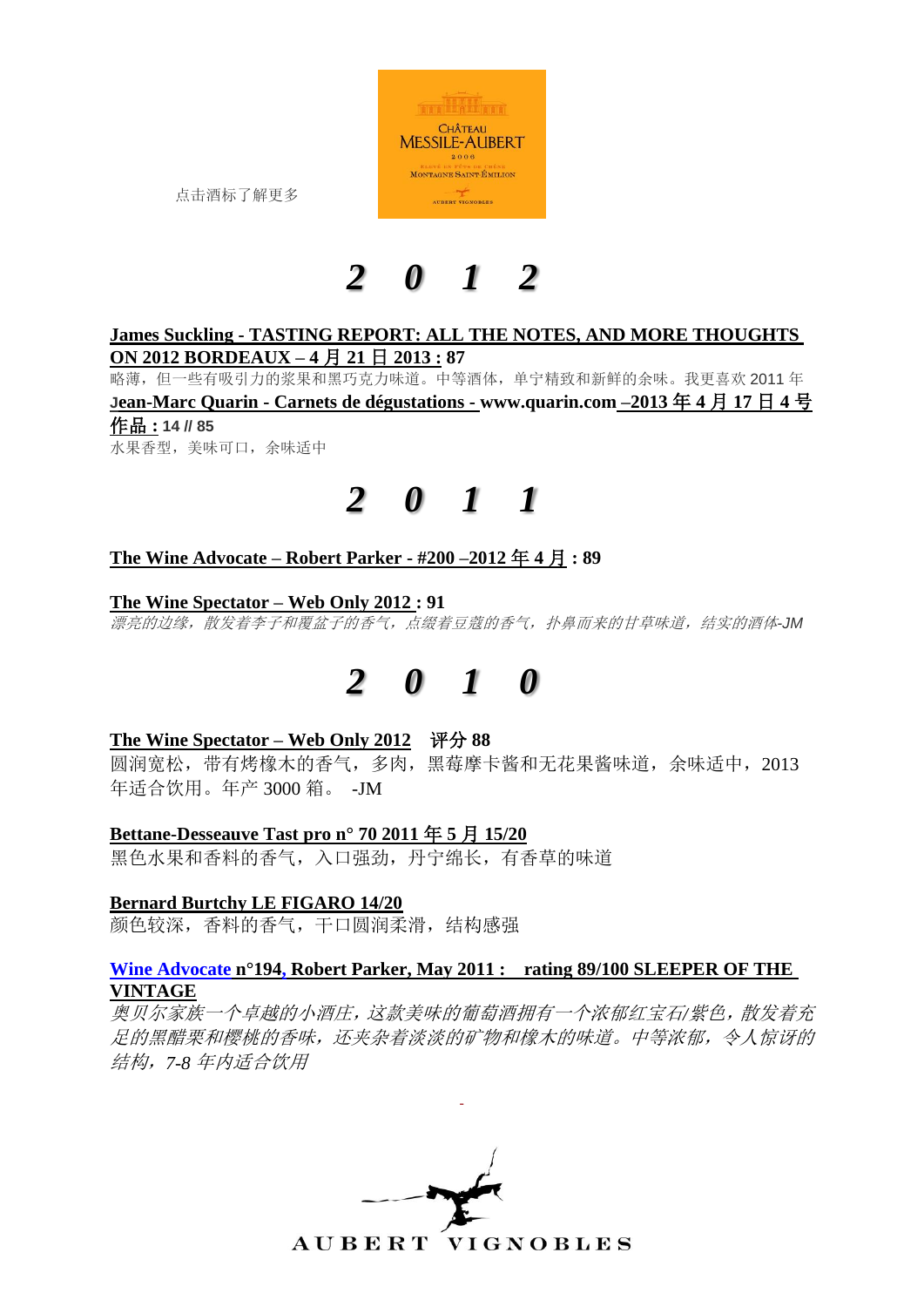点击酒标了解更多

# *2 0 1 2*

**James Suckling - TASTING REPORT: ALL THE NOTES, AND MORE THOUGHTS ON 2012 BORDEAUX – 4 月 21 日 2013 : 87**

略薄，但一些有吸引力的浆果和黑巧克力味道。中等酒体，单宁精致和新鲜的余味。我更喜欢 2011 年

**Jean-Marc Quarin - Carnets de dégustations - www.quarin.com –2013 年 4 月 17 日 4 号作品 : 14 // 85**

水果香型，美味可口，余味适中

# *2 0 1 1*

**The Wine Advocate – Robert Parker - #200 –2012 年 4 月 : 89**

**The Wine Spectator – Web Only 2012 : 91**

*漂亮的边缘，散发着李子和覆盆子的香气，点缀着豆蔻的香气，扑鼻而来的甘草味道，结实的酒体-JM*

# *2 0 1 0*

**The Wine Spectator – Web Only 2012　评分 88**

圆润宽松，带有烤橡木的香气，多肉，黑莓摩卡酱和无花果酱味道，余味适中，2013 年适合饮用。年产 3000 箱。 -JM

**Bettane-Desseauve Tast pro n° 70 2011 年 5 月 15/20**

黑色水果和香料的香气，入口强劲，丹宁绵长，有香草的味道

**Bernard Burtchy LE FIGARO 14/20**

颜色较深，香料的香气，干口圆润柔滑，结构感强

**Wine Advocate n°194, Robert Parker, May 2011 :　rating 89/100 SLEEPER OF THE VINTAGE**

*奥贝尔家族一个卓越的小酒庄，这款美味的葡萄酒拥有一个浓郁红宝石/紫色，散发着充足的黑醋栗和樱桃的香味，还夹杂着淡淡的矿物和橡木的味道。中等浓郁，令人惊讶的结构，7-8 年内适合饮用*

AUBERT VIGNOBLES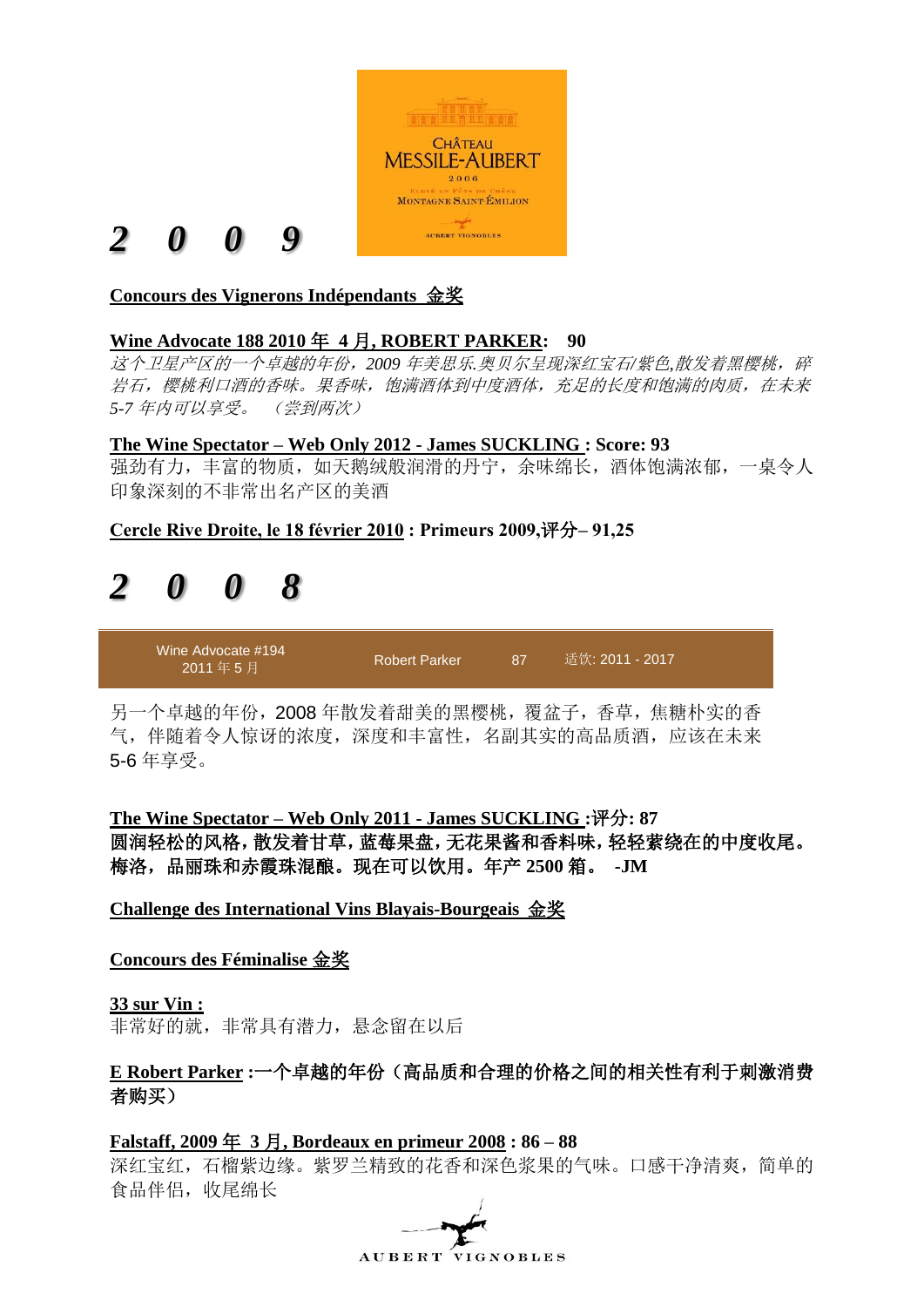# 2009

**Concours des Vignerons Indépendants 金奖**

**Wine Advocate 188 2010 年 4 月, ROBERT PARKER: 90**

*这个卫星产区的一个卓越的年份，2009 年美思乐.奥贝尔呈现深红宝石/紫色,散发着黑樱桃，碎岩石，樱桃利口酒的香味。果香味，饱满酒体到中度酒体，充足的长度和饱满的肉质，在未来 5-7 年内可以享受。 （尝到两次）*

**The Wine Spectator – Web Only 2012 - James SUCKLING : Score: 93**

强劲有力，丰富的物质，如天鹅绒般润滑的丹宁，余味绵长，酒体饱满浓郁，一桌令人印象深刻的不非常出名产区的美酒

**Cercle Rive Droite, le 18 février 2010 : Primeurs 2009,评分– 91,25**

# 2008

| Wine Advocate #194 2011 年 5 月 | Robert Parker | 87 | 适饮: 2011 - 2017 |
|---|---|---|---|

另一个卓越的年份，2008 年散发着甜美的黑樱桃，覆盆子，香草，焦糖朴实的香气，伴随着令人惊讶的浓度，深度和丰富性，名副其实的高品质酒，应该在未来 5-6 年享受。

**The Wine Spectator – Web Only 2011 - James SUCKLING :评分: 87**

**圆润轻松的风格，散发着甘草，蓝莓果盘，无花果酱和香料味，轻轻萦绕在的中度收尾。梅洛，品丽珠和赤霞珠混酿。现在可以饮用。年产 2500 箱。 -JM**

**Challenge des International Vins Blayais-Bourgeais 金奖**

**Concours des Féminalise 金奖**

**33 sur Vin :**

非常好的就，非常具有潜力，悬念留在以后

**E Robert Parker :一个卓越的年份（高品质和合理的价格之间的相关性有利于刺激消费者购买）**

**Falstaff, 2009 年 3 月, Bordeaux en primeur 2008 : 86 – 88**

深红宝红，石榴紫边缘。紫罗兰精致的花香和深色浆果的气味。口感干净清爽，简单的食品伴侣，收尾绵长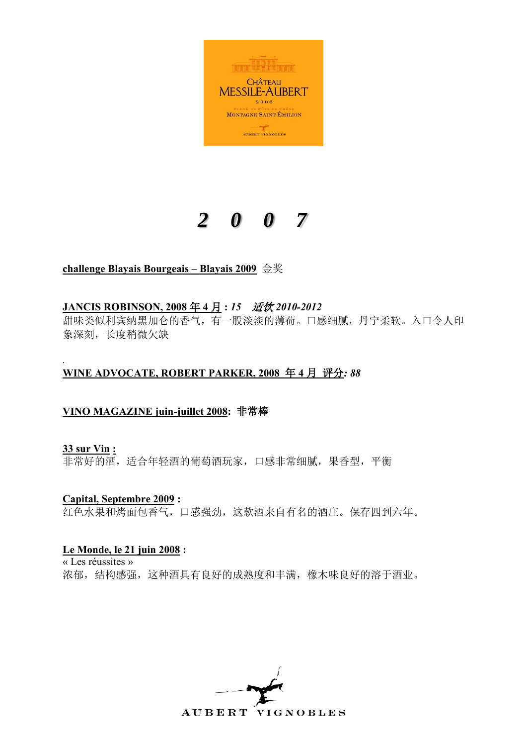# ***2 0 0 7***

**challenge Blayais Bourgeais – Blayais 2009** 金奖

**JANCIS ROBINSON, 2008 年 4 月 :** ***15　适饮 2010-2012***

甜味类似利宾纳黑加仑的香气，有一股淡淡的薄荷。口感细腻，丹宁柔软。入口令人印象深刻，长度稍微欠缺

.

**WINE ADVOCATE, ROBERT PARKER, 2008 年 4 月 评分*: 88***

**VINO MAGAZINE juin-juillet 2008: 非常棒**

**33 sur Vin :**

非常好的酒，适合年轻酒的葡萄酒玩家，口感非常细腻，果香型，平衡

**Capital, Septembre 2009 :**

红色水果和烤面包香气，口感强劲，这款酒来自有名的酒庄。保存四到六年。

**Le Monde, le 21 juin 2008 :**

« Les réussites »

浓郁，结构感强，这种酒具有良好的成熟度和丰满，橡木味良好的溶于酒业。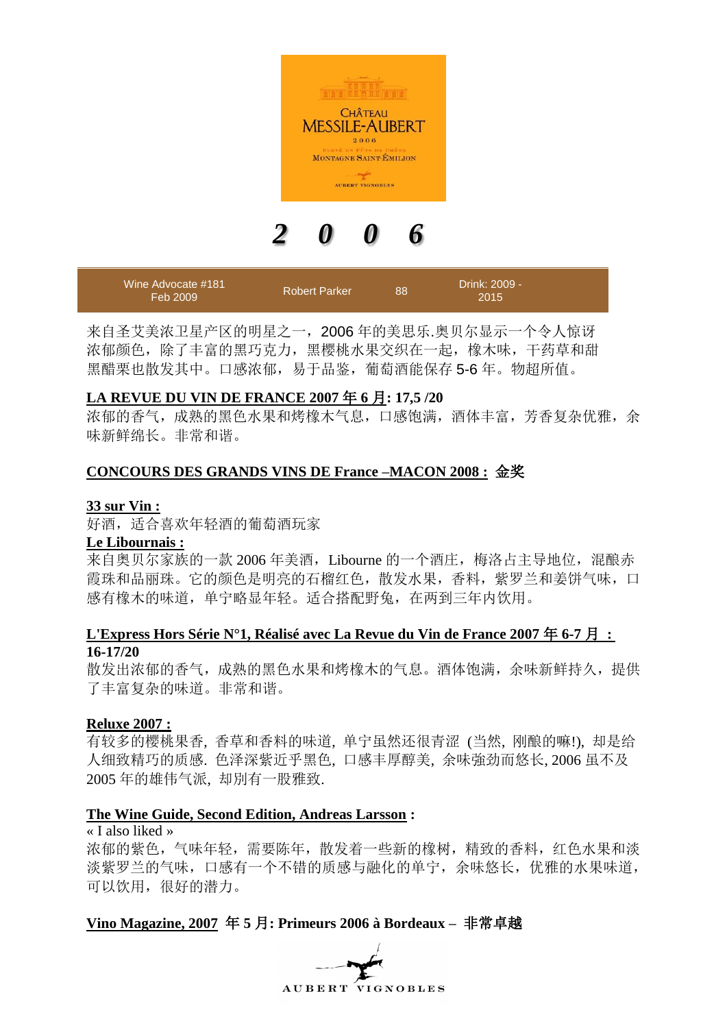# 2 0 0 6

| Wine Advocate #181 Feb 2009 | Robert Parker | 88 | Drink: 2009 - 2015 |
|---|---|---|---|

来自圣艾美浓卫星产区的明星之一，2006 年的美思乐.奥贝尔显示一个令人惊讶浓郁颜色，除了丰富的黑巧克力，黑樱桃水果交织在一起，橡木味，干药草和甜黑醋栗也散发其中。口感浓郁，易于品鉴，葡萄酒能保存 5-6 年。物超所值。

**LA REVUE DU VIN DE FRANCE 2007 年 6 月: 17,5 /20**

浓郁的香气，成熟的黑色水果和烤橡木气息，口感饱满，酒体丰富，芳香复杂优雅，余味新鲜绵长。非常和谐。

**CONCOURS DES GRANDS VINS DE France –MACON 2008 : 金奖**

**33 sur Vin :**

好酒，适合喜欢年轻酒的葡萄酒玩家

**Le Libournais :**

来自奥贝尔家族的一款 2006 年美酒，Libourne 的一个酒庄，梅洛占主导地位，混酿赤霞珠和品丽珠。它的颜色是明亮的石榴红色，散发水果，香料，紫罗兰和姜饼气味，口感有橡木的味道，单宁略显年轻。适合搭配野兔，在两到三年内饮用。

**L'Express Hors Série N°1, Réalisé avec La Revue du Vin de France 2007 年 6-7 月 : 16-17/20**

散发出浓郁的香气，成熟的黑色水果和烤橡木的气息。酒体饱满，余味新鲜持久，提供了丰富复杂的味道。非常和谐。

**Reluxe 2007 :**

有较多的樱桃果香, 香草和香料的味道, 单宁虽然还很青涩 (当然, 刚酿的嘛!), 却是给人细致精巧的质感. 色泽深紫近乎黑色, 口感丰厚醇美, 余味強劲而悠长, 2006 虽不及 2005 年的雄伟气派, 却別有一股雅致.

**The Wine Guide, Second Edition, Andreas Larsson :**

« I also liked »

浓郁的紫色，气味年轻，需要陈年，散发着一些新的橡树，精致的香料，红色水果和淡淡紫罗兰的气味，口感有一个不错的质感与融化的单宁，余味悠长，优雅的水果味道，可以饮用，很好的潜力。

**Vino Magazine, 2007 年 5 月: Primeurs 2006 à Bordeaux – 非常卓越**

AUBERT VIGNOBLES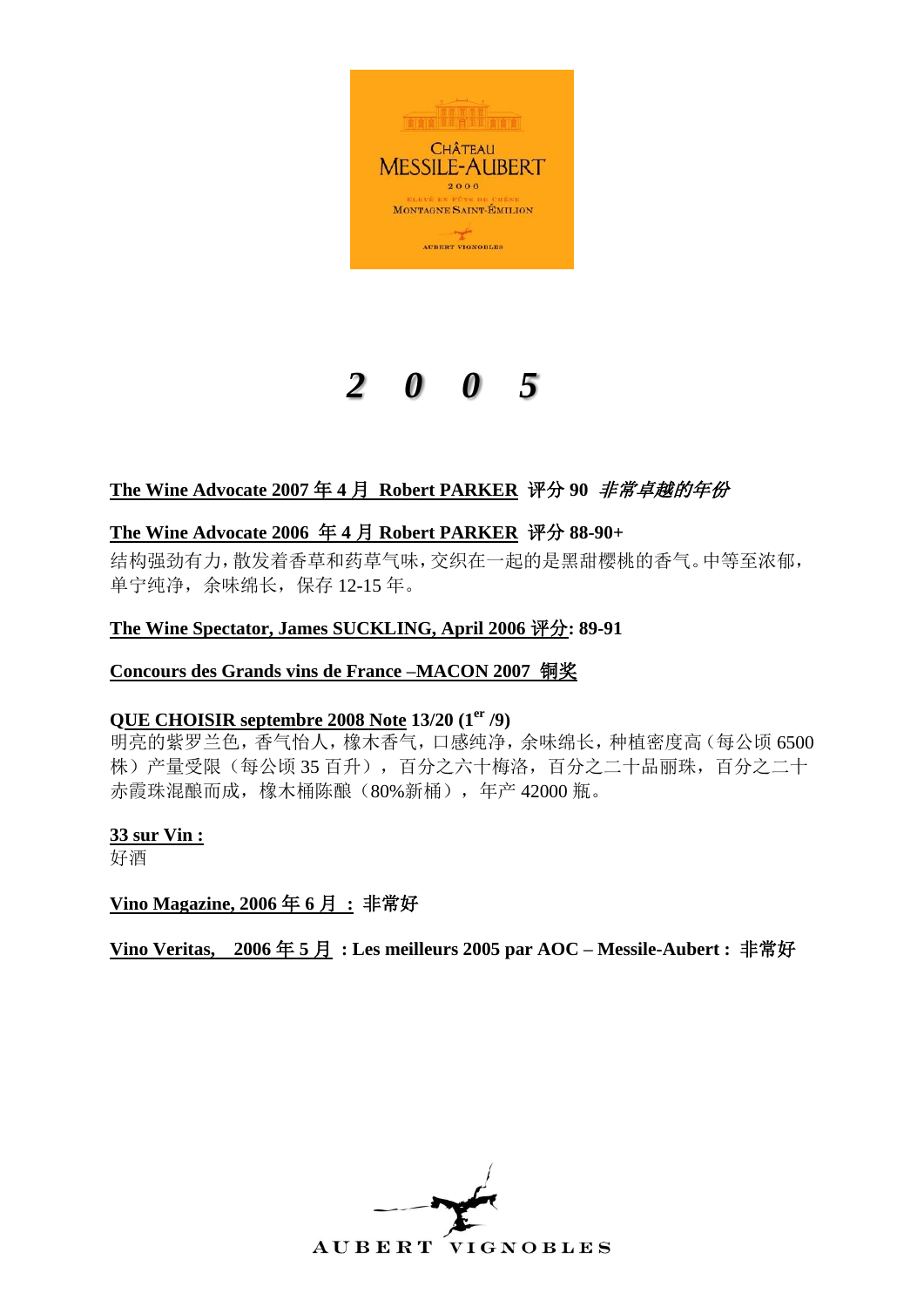# 2 0 0 5

**The Wine Advocate 2007 年 4 月 Robert PARKER 评分 90** ***非常卓越的年份***

**The Wine Advocate 2006 年 4 月 Robert PARKER 评分 88-90+**

结构强劲有力，散发着香草和药草气味，交织在一起的是黑甜樱桃的香气。中等至浓郁，单宁纯净，余味绵长，保存 12-15 年。

**The Wine Spectator, James SUCKLING, April 2006 评分: 89-91**

**Concours des Grands vins de France –MACON 2007 铜奖**

**QUE CHOISIR septembre 2008 Note 13/20 (1er /9)**

明亮的紫罗兰色，香气怡人，橡木香气，口感纯净，余味绵长，种植密度高（每公顷 6500 株）产量受限（每公顷 35 百升），百分之六十梅洛，百分之二十品丽珠，百分之二十赤霞珠混酿而成，橡木桶陈酿（80%新桶），年产 42000 瓶。

**33 sur Vin :**

好酒

**Vino Magazine, 2006 年 6 月 : 非常好**

**Vino Veritas, 2006 年 5 月 : Les meilleurs 2005 par AOC – Messile-Aubert : 非常好**

AUBERT VIGNOBLES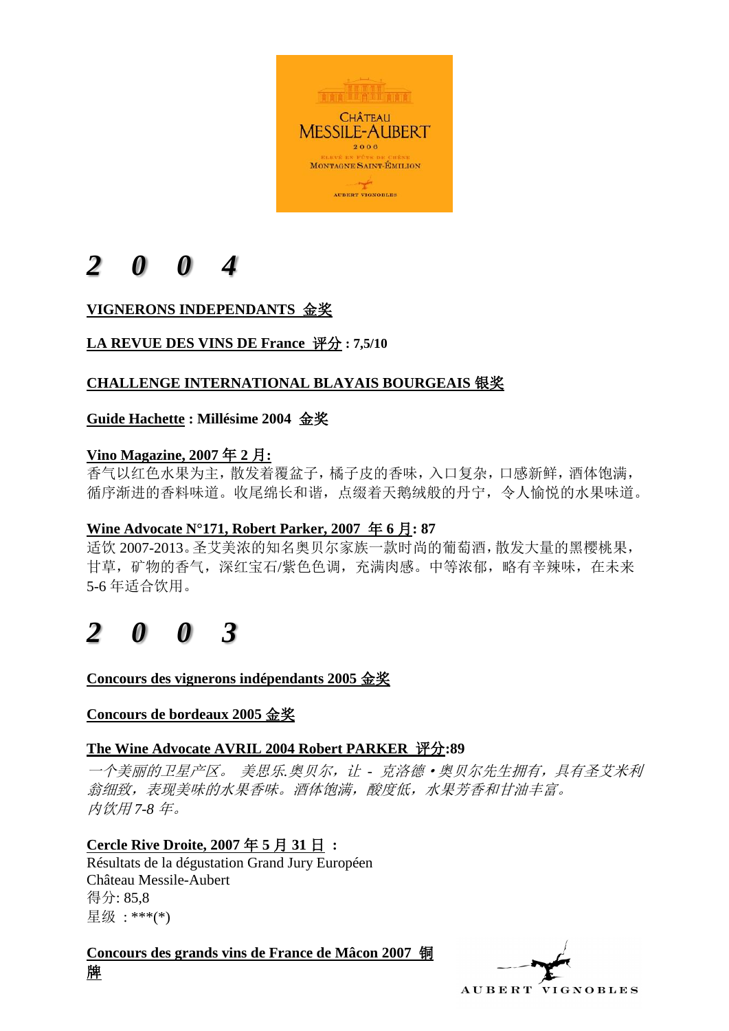# 2 0 0 4

**VIGNERONS INDEPENDANTS 金奖**

**LA REVUE DES VINS DE France 评分 : 7,5/10**

**CHALLENGE INTERNATIONAL BLAYAIS BOURGEAIS 银奖**

**Guide Hachette : Millésime 2004 金奖**

**Vino Magazine, 2007 年 2 月:**

香气以红色水果为主，散发着覆盆子，橘子皮的香味，入口复杂，口感新鲜，酒体饱满，循序渐进的香料味道。收尾绵长和谐，点缀着天鹅绒般的丹宁，令人愉悦的水果味道。

**Wine Advocate N°171, Robert Parker, 2007 年 6 月: 87**

适饮 2007-2013。圣艾美浓的知名奥贝尔家族一款时尚的葡萄酒，散发大量的黑樱桃果，甘草，矿物的香气，深红宝石/紫色色调，充满肉感。中等浓郁，略有辛辣味，在未来 5-6 年适合饮用。

# 2 0 0 3

**Concours des vignerons indépendants 2005 金奖**

**Concours de bordeaux 2005 金奖**

**The Wine Advocate AVRIL 2004 Robert PARKER 评分:89**

*一个美丽的卫星产区。 美思乐.奥贝尔，让 - 克洛德・奥贝尔先生拥有，具有圣艾米利翁细致，表现美味的水果香味。酒体饱满，酸度低，水果芳香和甘油丰富。*
*内饮用 7-8 年。*

**Cercle Rive Droite, 2007 年 5 月 31 日 :**

Résultats de la dégustation Grand Jury Européen
Château Messile-Aubert
得分: 85,8
星级 : ***(*)

**Concours des grands vins de France de Mâcon 2007 铜牌**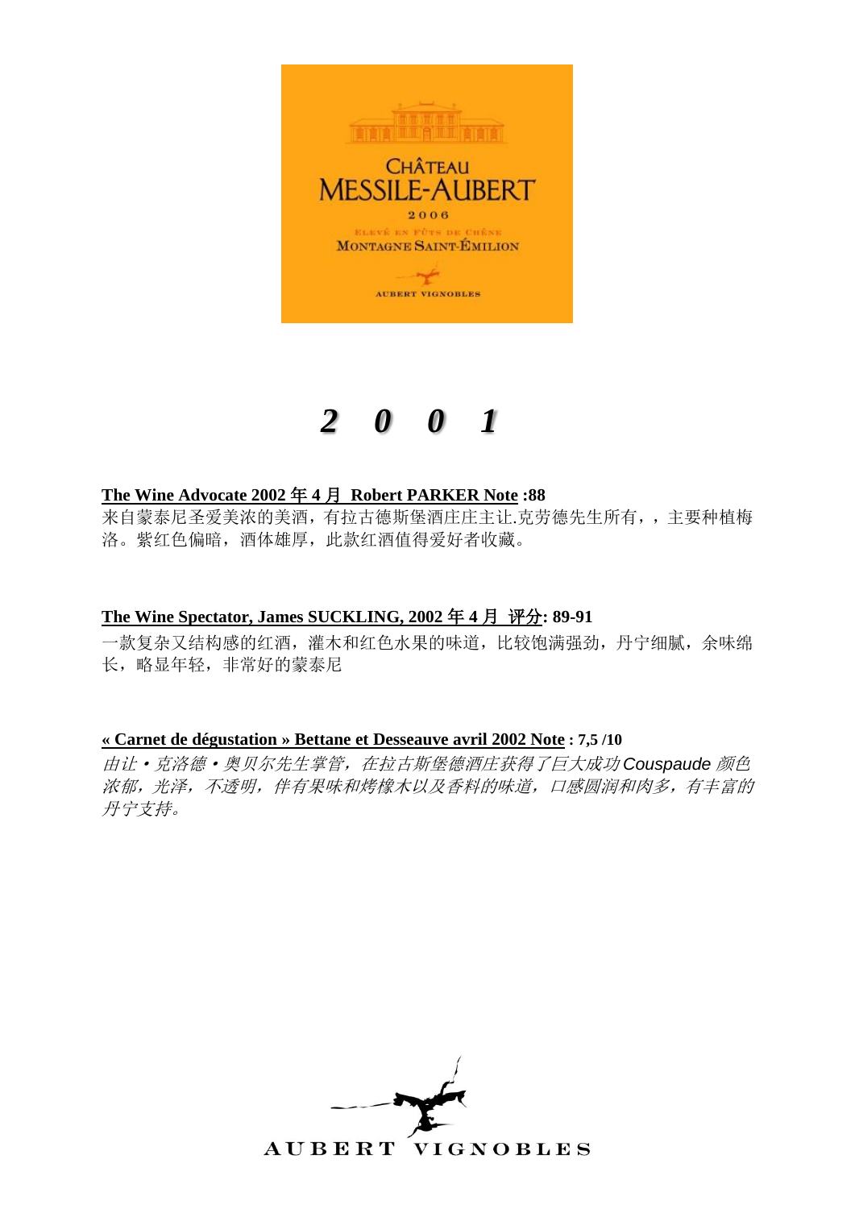CHÂTEAU
MESSILE-AUBERT
2006
ELEVÉ EN FÛTS DE CHÊNE
MONTAGNE SAINT-ÉMILION
AUBERT VIGNOBLES

# *2 0 0 1*

**The Wine Advocate 2002 年 4 月 Robert PARKER Note :88**

来自蒙泰尼圣爱美浓的美酒，有拉古德斯堡酒庄庄主让.克劳德先生所有，，主要种植梅洛。紫红色偏暗，酒体雄厚，此款红酒值得爱好者收藏。

**The Wine Spectator, James SUCKLING, 2002 年 4 月 评分: 89-91**

一款复杂又结构感的红酒，灌木和红色水果的味道，比较饱满强劲，丹宁细腻，余味绵长，略显年轻，非常好的蒙泰尼

**« Carnet de dégustation » Bettane et Desseauve avril 2002 Note : 7,5 /10**

*由让·克洛德·奥贝尔先生掌管，在拉古斯堡德酒庄获得了巨大成功 Couspaude 颜色浓郁，光泽，不透明，伴有果味和烤橡木以及香料的味道，口感圆润和肉多，有丰富的丹宁支持。*

AUBERT VIGNOBLES